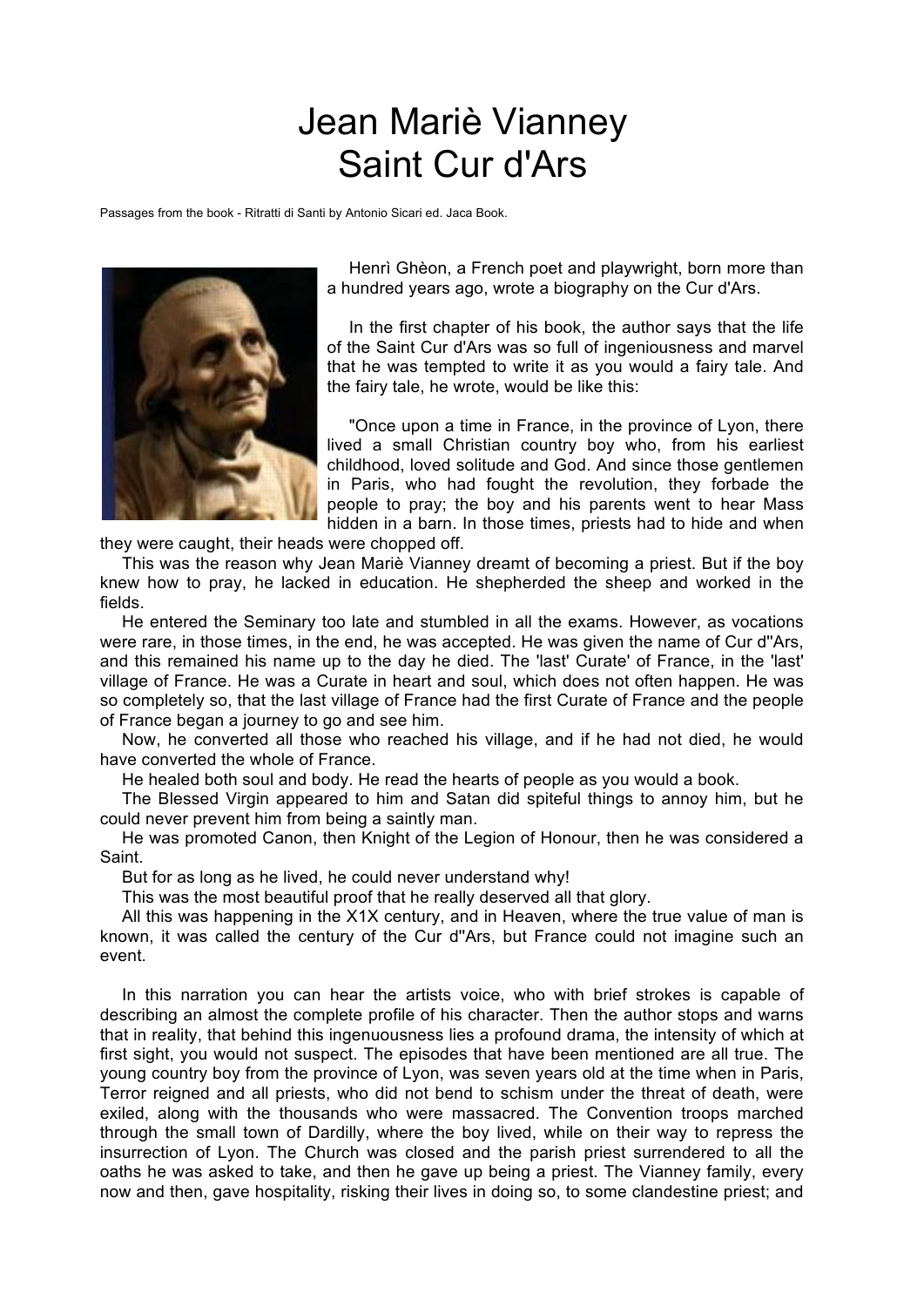# Jean Mariè Vianney
# Saint Cur d'Ars

Passages from the book - Ritratti di Santi by Antonio Sicari ed. Jaca Book.

Henrì Ghèon, a French poet and playwright, born more than a hundred years ago, wrote a biography on the Cur d'Ars.

In the first chapter of his book, the author says that the life of the Saint Cur d'Ars was so full of ingeniousness and marvel that he was tempted to write it as you would a fairy tale. And the fairy tale, he wrote, would be like this:

"Once upon a time in France, in the province of Lyon, there lived a small Christian country boy who, from his earliest childhood, loved solitude and God. And since those gentlemen in Paris, who had fought the revolution, they forbade the people to pray; the boy and his parents went to hear Mass hidden in a barn. In those times, priests had to hide and when they were caught, their heads were chopped off.

This was the reason why Jean Mariè Vianney dreamt of becoming a priest. But if the boy knew how to pray, he lacked in education. He shepherded the sheep and worked in the fields.

He entered the Seminary too late and stumbled in all the exams. However, as vocations were rare, in those times, in the end, he was accepted. He was given the name of Cur d''Ars, and this remained his name up to the day he died. The 'last' Curate' of France, in the 'last' village of France. He was a Curate in heart and soul, which does not often happen. He was so completely so, that the last village of France had the first Curate of France and the people of France began a journey to go and see him.

Now, he converted all those who reached his village, and if he had not died, he would have converted the whole of France.

He healed both soul and body. He read the hearts of people as you would a book.

The Blessed Virgin appeared to him and Satan did spiteful things to annoy him, but he could never prevent him from being a saintly man.

He was promoted Canon, then Knight of the Legion of Honour, then he was considered a Saint.

But for as long as he lived, he could never understand why!

This was the most beautiful proof that he really deserved all that glory.

All this was happening in the X1X century, and in Heaven, where the true value of man is known, it was called the century of the Cur d''Ars, but France could not imagine such an event.

In this narration you can hear the artists voice, who with brief strokes is capable of describing an almost the complete profile of his character. Then the author stops and warns that in reality, that behind this ingenuousness lies a profound drama, the intensity of which at first sight, you would not suspect. The episodes that have been mentioned are all true. The young country boy from the province of Lyon, was seven years old at the time when in Paris, Terror reigned and all priests, who did not bend to schism under the threat of death, were exiled, along with the thousands who were massacred. The Convention troops marched through the small town of Dardilly, where the boy lived, while on their way to repress the insurrection of Lyon. The Church was closed and the parish priest surrendered to all the oaths he was asked to take, and then he gave up being a priest. The Vianney family, every now and then, gave hospitality, risking their lives in doing so, to some clandestine priest; and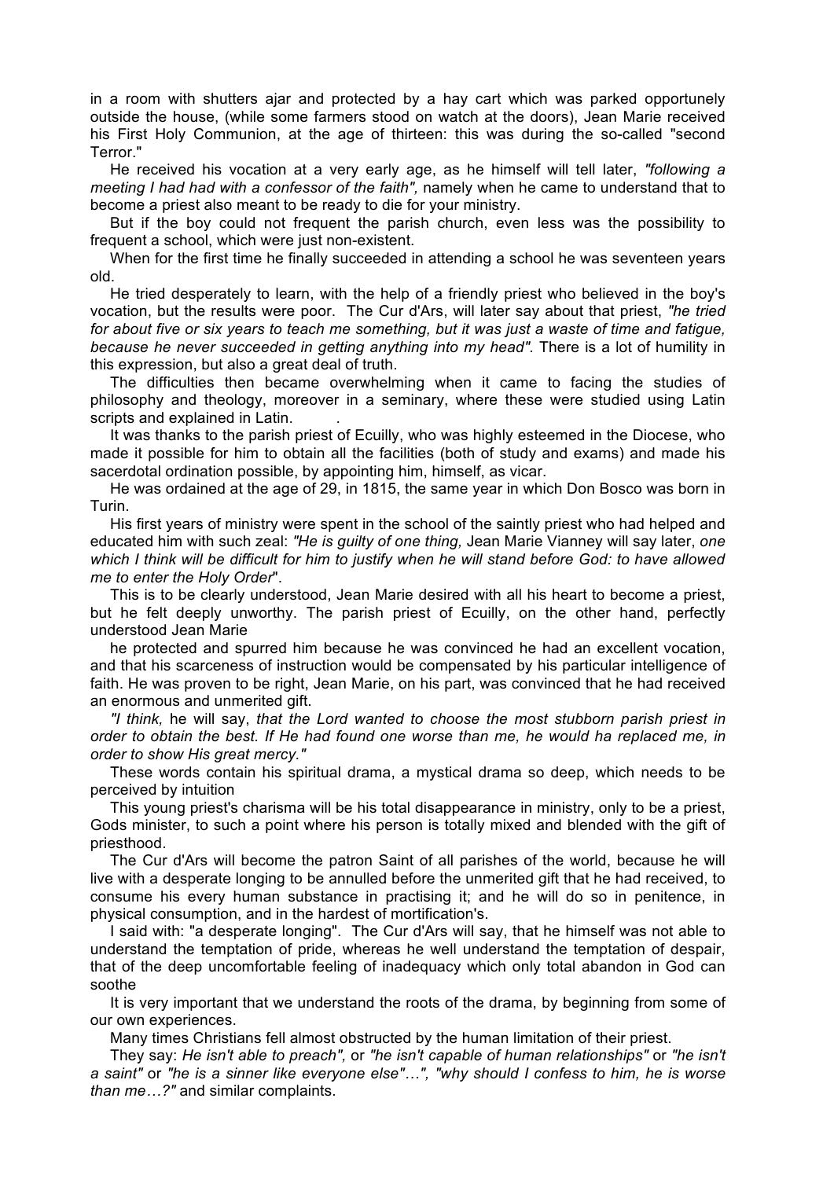in a room with shutters ajar and protected by a hay cart which was parked opportunely outside the house, (while some farmers stood on watch at the doors), Jean Marie received his First Holy Communion, at the age of thirteen: this was during the so-called "second Terror."

He received his vocation at a very early age, as he himself will tell later, *"following a meeting I had had with a confessor of the faith",* namely when he came to understand that to become a priest also meant to be ready to die for your ministry.

But if the boy could not frequent the parish church, even less was the possibility to frequent a school, which were just non-existent.

When for the first time he finally succeeded in attending a school he was seventeen years old.

He tried desperately to learn, with the help of a friendly priest who believed in the boy's vocation, but the results were poor. The Cur d'Ars, will later say about that priest, *"he tried for about five or six years to teach me something, but it was just a waste of time and fatigue, because he never succeeded in getting anything into my head".* There is a lot of humility in this expression, but also a great deal of truth.

The difficulties then became overwhelming when it came to facing the studies of philosophy and theology, moreover in a seminary, where these were studied using Latin scripts and explained in Latin.

It was thanks to the parish priest of Ecuilly, who was highly esteemed in the Diocese, who made it possible for him to obtain all the facilities (both of study and exams) and made his sacerdotal ordination possible, by appointing him, himself, as vicar.

He was ordained at the age of 29, in 1815, the same year in which Don Bosco was born in Turin.

His first years of ministry were spent in the school of the saintly priest who had helped and educated him with such zeal: *"He is guilty of one thing,* Jean Marie Vianney will say later, *one which I think will be difficult for him to justify when he will stand before God: to have allowed me to enter the Holy Order*".

This is to be clearly understood, Jean Marie desired with all his heart to become a priest, but he felt deeply unworthy. The parish priest of Ecuilly, on the other hand, perfectly understood Jean Marie

he protected and spurred him because he was convinced he had an excellent vocation, and that his scarceness of instruction would be compensated by his particular intelligence of faith. He was proven to be right, Jean Marie, on his part, was convinced that he had received an enormous and unmerited gift.

*"I think,* he will say, *that the Lord wanted to choose the most stubborn parish priest in order to obtain the best. If He had found one worse than me, he would ha replaced me, in order to show His great mercy."*

These words contain his spiritual drama, a mystical drama so deep, which needs to be perceived by intuition

This young priest's charisma will be his total disappearance in ministry, only to be a priest, Gods minister, to such a point where his person is totally mixed and blended with the gift of priesthood.

The Cur d'Ars will become the patron Saint of all parishes of the world, because he will live with a desperate longing to be annulled before the unmerited gift that he had received, to consume his every human substance in practising it; and he will do so in penitence, in physical consumption, and in the hardest of mortification's.

I said with: "a desperate longing". The Cur d'Ars will say, that he himself was not able to understand the temptation of pride, whereas he well understand the temptation of despair, that of the deep uncomfortable feeling of inadequacy which only total abandon in God can soothe

It is very important that we understand the roots of the drama, by beginning from some of our own experiences.

Many times Christians fell almost obstructed by the human limitation of their priest.

They say: *He isn't able to preach",* or *"he isn't capable of human relationships"* or *"he isn't a saint"* or *"he is a sinner like everyone else"…", "why should I confess to him, he is worse than me…?"* and similar complaints.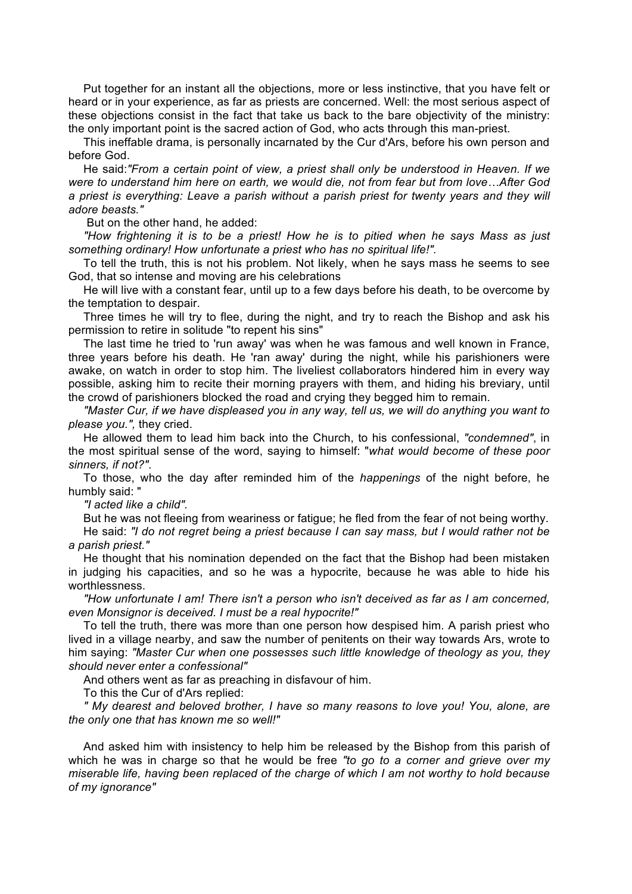Put together for an instant all the objections, more or less instinctive, that you have felt or heard or in your experience, as far as priests are concerned. Well: the most serious aspect of these objections consist in the fact that take us back to the bare objectivity of the ministry: the only important point is the sacred action of God, who acts through this man-priest.

This ineffable drama, is personally incarnated by the Cur d'Ars, before his own person and before God.

He said:*"From a certain point of view, a priest shall only be understood in Heaven. If we were to understand him here on earth, we would die, not from fear but from love…After God a priest is everything: Leave a parish without a parish priest for twenty years and they will adore beasts."*

But on the other hand, he added:

*"How frightening it is to be a priest! How he is to pitied when he says Mass as just something ordinary! How unfortunate a priest who has no spiritual life!".*

To tell the truth, this is not his problem. Not likely, when he says mass he seems to see God, that so intense and moving are his celebrations

He will live with a constant fear, until up to a few days before his death, to be overcome by the temptation to despair.

Three times he will try to flee, during the night, and try to reach the Bishop and ask his permission to retire in solitude "to repent his sins"

The last time he tried to 'run away' was when he was famous and well known in France, three years before his death. He 'ran away' during the night, while his parishioners were awake, on watch in order to stop him. The liveliest collaborators hindered him in every way possible, asking him to recite their morning prayers with them, and hiding his breviary, until the crowd of parishioners blocked the road and crying they begged him to remain.

*"Master Cur, if we have displeased you in any way, tell us, we will do anything you want to please you.",* they cried.

He allowed them to lead him back into the Church, to his confessional, *"condemned"*, in the most spiritual sense of the word, saying to himself: "*what would become of these poor sinners, if not?"*.

To those, who the day after reminded him of the *happenings* of the night before, he humbly said: "

*"I acted like a child".*

But he was not fleeing from weariness or fatigue; he fled from the fear of not being worthy.

He said: *"I do not regret being a priest because I can say mass, but I would rather not be a parish priest."*

He thought that his nomination depended on the fact that the Bishop had been mistaken in judging his capacities, and so he was a hypocrite, because he was able to hide his worthlessness.

*"How unfortunate I am! There isn't a person who isn't deceived as far as I am concerned, even Monsignor is deceived. I must be a real hypocrite!"*

To tell the truth, there was more than one person how despised him. A parish priest who lived in a village nearby, and saw the number of penitents on their way towards Ars, wrote to him saying: *"Master Cur when one possesses such little knowledge of theology as you, they should never enter a confessional"*

And others went as far as preaching in disfavour of him.

To this the Cur of d'Ars replied:

*" My dearest and beloved brother, I have so many reasons to love you! You, alone, are the only one that has known me so well!"*

And asked him with insistency to help him be released by the Bishop from this parish of which he was in charge so that he would be free *"to go to a corner and grieve over my miserable life, having been replaced of the charge of which I am not worthy to hold because of my ignorance"*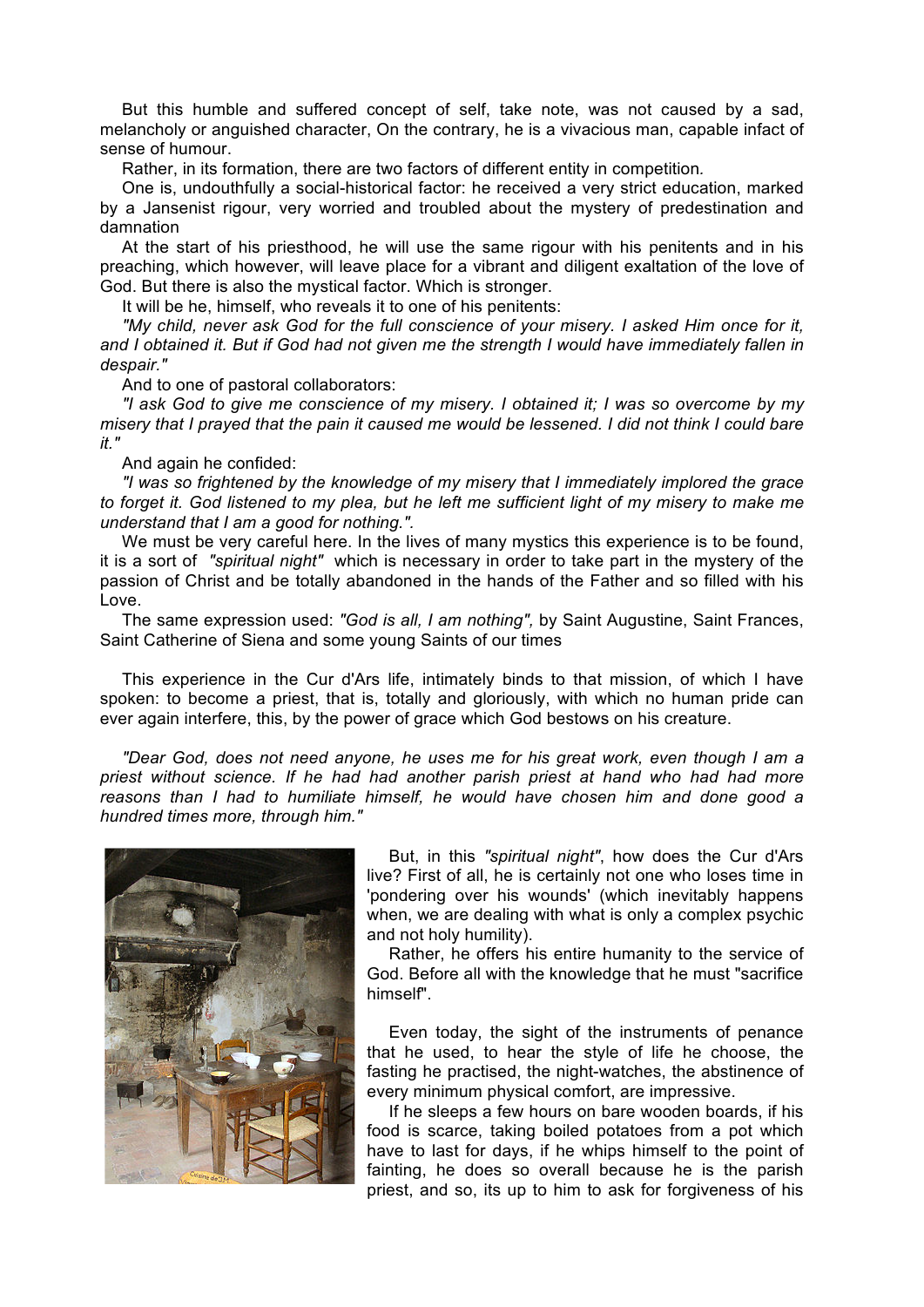But this humble and suffered concept of self, take note, was not caused by a sad, melancholy or anguished character, On the contrary, he is a vivacious man, capable infact of sense of humour.

Rather, in its formation, there are two factors of different entity in competition.

One is, undouthfully a social-historical factor: he received a very strict education, marked by a Jansenist rigour, very worried and troubled about the mystery of predestination and damnation

At the start of his priesthood, he will use the same rigour with his penitents and in his preaching, which however, will leave place for a vibrant and diligent exaltation of the love of God. But there is also the mystical factor. Which is stronger.

It will be he, himself, who reveals it to one of his penitents:

*"My child, never ask God for the full conscience of your misery. I asked Him once for it, and I obtained it. But if God had not given me the strength I would have immediately fallen in despair."*

And to one of pastoral collaborators:

*"I ask God to give me conscience of my misery. I obtained it; I was so overcome by my misery that I prayed that the pain it caused me would be lessened. I did not think I could bare it."*

And again he confided:

*"I was so frightened by the knowledge of my misery that I immediately implored the grace to forget it. God listened to my plea, but he left me sufficient light of my misery to make me understand that I am a good for nothing.".*

We must be very careful here. In the lives of many mystics this experience is to be found, it is a sort of *"spiritual night"* which is necessary in order to take part in the mystery of the passion of Christ and be totally abandoned in the hands of the Father and so filled with his Love.

The same expression used: *"God is all, I am nothing",* by Saint Augustine, Saint Frances, Saint Catherine of Siena and some young Saints of our times

This experience in the Cur d'Ars life, intimately binds to that mission, of which I have spoken: to become a priest, that is, totally and gloriously, with which no human pride can ever again interfere, this, by the power of grace which God bestows on his creature.

*"Dear God, does not need anyone, he uses me for his great work, even though I am a priest without science. If he had had another parish priest at hand who had had more reasons than I had to humiliate himself, he would have chosen him and done good a hundred times more, through him."*

But, in this *"spiritual night"*, how does the Cur d'Ars live? First of all, he is certainly not one who loses time in 'pondering over his wounds' (which inevitably happens when, we are dealing with what is only a complex psychic and not holy humility).

Rather, he offers his entire humanity to the service of God. Before all with the knowledge that he must "sacrifice himself".

Even today, the sight of the instruments of penance that he used, to hear the style of life he choose, the fasting he practised, the night-watches, the abstinence of every minimum physical comfort, are impressive.

If he sleeps a few hours on bare wooden boards, if his food is scarce, taking boiled potatoes from a pot which have to last for days, if he whips himself to the point of fainting, he does so overall because he is the parish priest, and so, its up to him to ask for forgiveness of his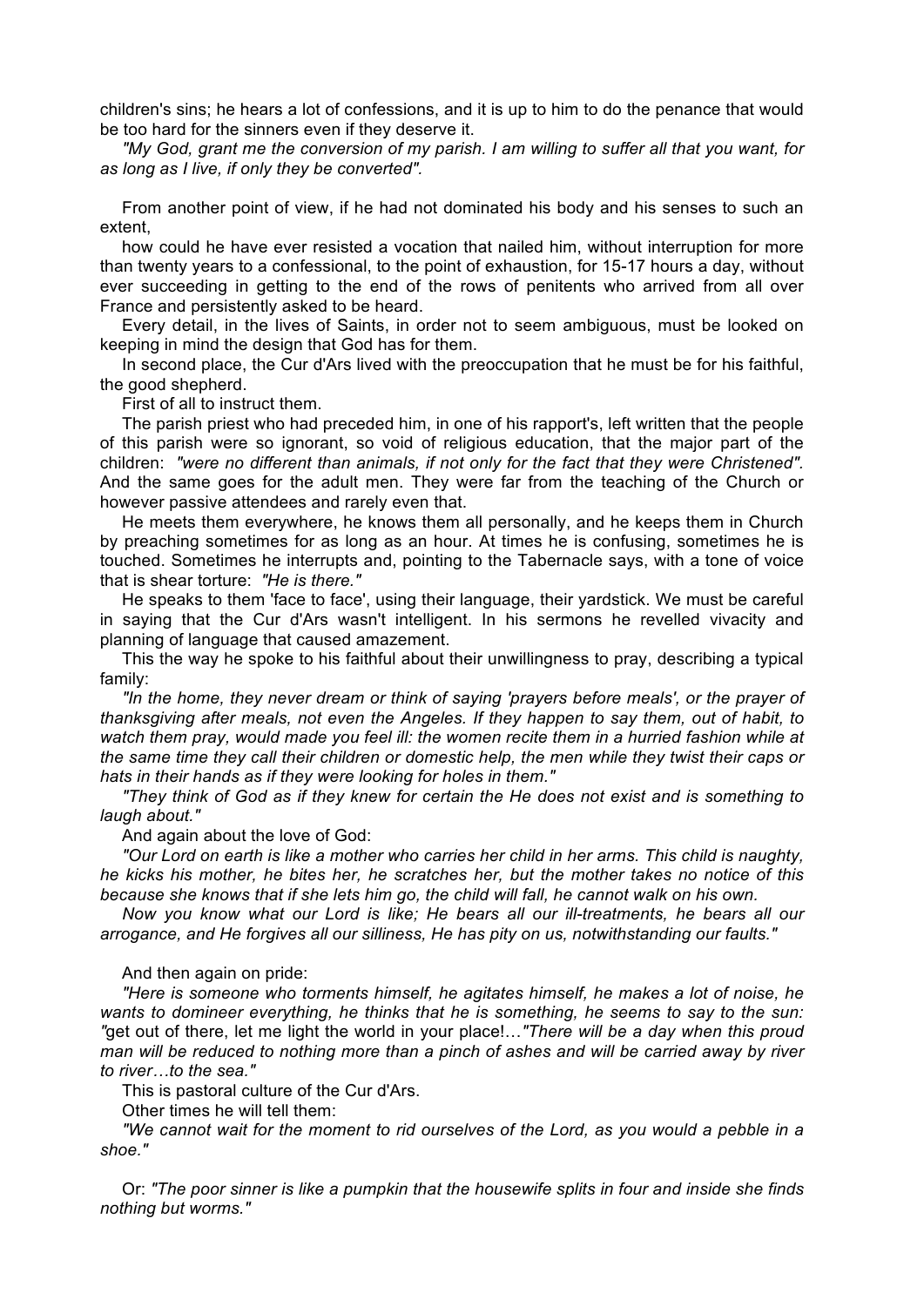children's sins; he hears a lot of confessions, and it is up to him to do the penance that would be too hard for the sinners even if they deserve it.

*"My God, grant me the conversion of my parish. I am willing to suffer all that you want, for as long as I live, if only they be converted".*

From another point of view, if he had not dominated his body and his senses to such an extent,

how could he have ever resisted a vocation that nailed him, without interruption for more than twenty years to a confessional, to the point of exhaustion, for 15-17 hours a day, without ever succeeding in getting to the end of the rows of penitents who arrived from all over France and persistently asked to be heard.

Every detail, in the lives of Saints, in order not to seem ambiguous, must be looked on keeping in mind the design that God has for them.

In second place, the Cur d'Ars lived with the preoccupation that he must be for his faithful, the good shepherd.

First of all to instruct them.

The parish priest who had preceded him, in one of his rapport's, left written that the people of this parish were so ignorant, so void of religious education, that the major part of the children: *"were no different than animals, if not only for the fact that they were Christened".* And the same goes for the adult men. They were far from the teaching of the Church or however passive attendees and rarely even that.

He meets them everywhere, he knows them all personally, and he keeps them in Church by preaching sometimes for as long as an hour. At times he is confusing, sometimes he is touched. Sometimes he interrupts and, pointing to the Tabernacle says, with a tone of voice that is shear torture: *"He is there."*

He speaks to them 'face to face', using their language, their yardstick. We must be careful in saying that the Cur d'Ars wasn't intelligent. In his sermons he revelled vivacity and planning of language that caused amazement.

This the way he spoke to his faithful about their unwillingness to pray, describing a typical family:

*"In the home, they never dream or think of saying 'prayers before meals', or the prayer of thanksgiving after meals, not even the Angeles. If they happen to say them, out of habit, to watch them pray, would made you feel ill: the women recite them in a hurried fashion while at the same time they call their children or domestic help, the men while they twist their caps or hats in their hands as if they were looking for holes in them."*

*"They think of God as if they knew for certain the He does not exist and is something to laugh about."*

And again about the love of God:

*"Our Lord on earth is like a mother who carries her child in her arms. This child is naughty, he kicks his mother, he bites her, he scratches her, but the mother takes no notice of this because she knows that if she lets him go, the child will fall, he cannot walk on his own.*

*Now you know what our Lord is like; He bears all our ill-treatments, he bears all our arrogance, and He forgives all our silliness, He has pity on us, notwithstanding our faults."*

And then again on pride:

*"Here is someone who torments himself, he agitates himself, he makes a lot of noise, he wants to domineer everything, he thinks that he is something, he seems to say to the sun: "*get out of there, let me light the world in your place!…*"There will be a day when this proud man will be reduced to nothing more than a pinch of ashes and will be carried away by river to river…to the sea."*

This is pastoral culture of the Cur d'Ars.

Other times he will tell them:

*"We cannot wait for the moment to rid ourselves of the Lord, as you would a pebble in a shoe."*

Or: *"The poor sinner is like a pumpkin that the housewife splits in four and inside she finds nothing but worms."*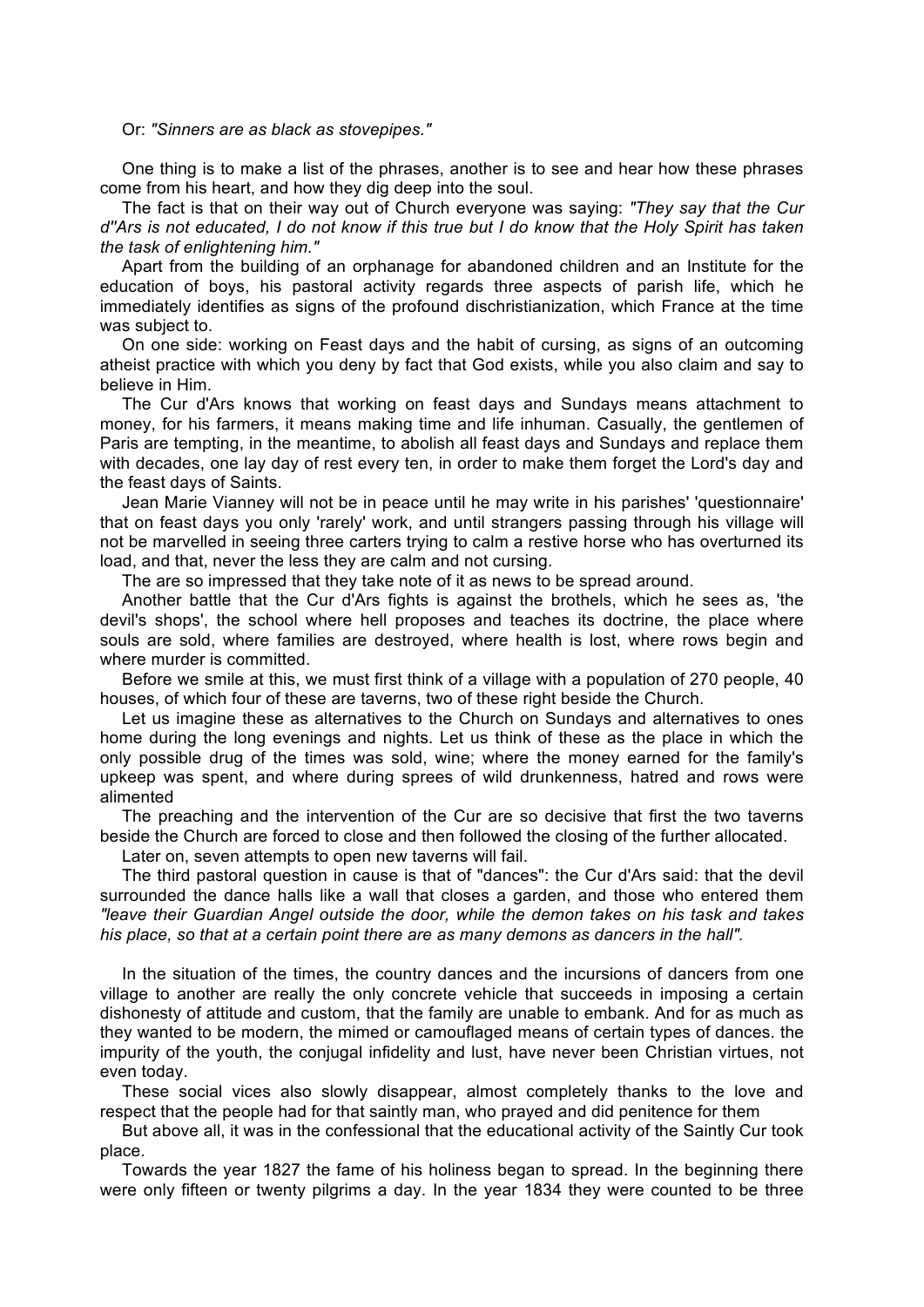Or: *"Sinners are as black as stovepipes."*

One thing is to make a list of the phrases, another is to see and hear how these phrases come from his heart, and how they dig deep into the soul.

The fact is that on their way out of Church everyone was saying: *"They say that the Cur d''Ars is not educated, I do not know if this true but I do know that the Holy Spirit has taken the task of enlightening him."*

Apart from the building of an orphanage for abandoned children and an Institute for the education of boys, his pastoral activity regards three aspects of parish life, which he immediately identifies as signs of the profound dischristianization, which France at the time was subject to.

On one side: working on Feast days and the habit of cursing, as signs of an outcoming atheist practice with which you deny by fact that God exists, while you also claim and say to believe in Him.

The Cur d'Ars knows that working on feast days and Sundays means attachment to money, for his farmers, it means making time and life inhuman. Casually, the gentlemen of Paris are tempting, in the meantime, to abolish all feast days and Sundays and replace them with decades, one lay day of rest every ten, in order to make them forget the Lord's day and the feast days of Saints.

Jean Marie Vianney will not be in peace until he may write in his parishes' 'questionnaire' that on feast days you only 'rarely' work, and until strangers passing through his village will not be marvelled in seeing three carters trying to calm a restive horse who has overturned its load, and that, never the less they are calm and not cursing.

The are so impressed that they take note of it as news to be spread around.

Another battle that the Cur d'Ars fights is against the brothels, which he sees as, 'the devil's shops', the school where hell proposes and teaches its doctrine, the place where souls are sold, where families are destroyed, where health is lost, where rows begin and where murder is committed.

Before we smile at this, we must first think of a village with a population of 270 people, 40 houses, of which four of these are taverns, two of these right beside the Church.

Let us imagine these as alternatives to the Church on Sundays and alternatives to ones home during the long evenings and nights. Let us think of these as the place in which the only possible drug of the times was sold, wine; where the money earned for the family's upkeep was spent, and where during sprees of wild drunkenness, hatred and rows were alimented

The preaching and the intervention of the Cur are so decisive that first the two taverns beside the Church are forced to close and then followed the closing of the further allocated.

Later on, seven attempts to open new taverns will fail.

The third pastoral question in cause is that of "dances": the Cur d'Ars said: that the devil surrounded the dance halls like a wall that closes a garden, and those who entered them *"leave their Guardian Angel outside the door, while the demon takes on his task and takes his place, so that at a certain point there are as many demons as dancers in the hall".*

In the situation of the times, the country dances and the incursions of dancers from one village to another are really the only concrete vehicle that succeeds in imposing a certain dishonesty of attitude and custom, that the family are unable to embank. And for as much as they wanted to be modern, the mimed or camouflaged means of certain types of dances. the impurity of the youth, the conjugal infidelity and lust, have never been Christian virtues, not even today.

These social vices also slowly disappear, almost completely thanks to the love and respect that the people had for that saintly man, who prayed and did penitence for them

But above all, it was in the confessional that the educational activity of the Saintly Cur took place.

Towards the year 1827 the fame of his holiness began to spread. In the beginning there were only fifteen or twenty pilgrims a day. In the year 1834 they were counted to be three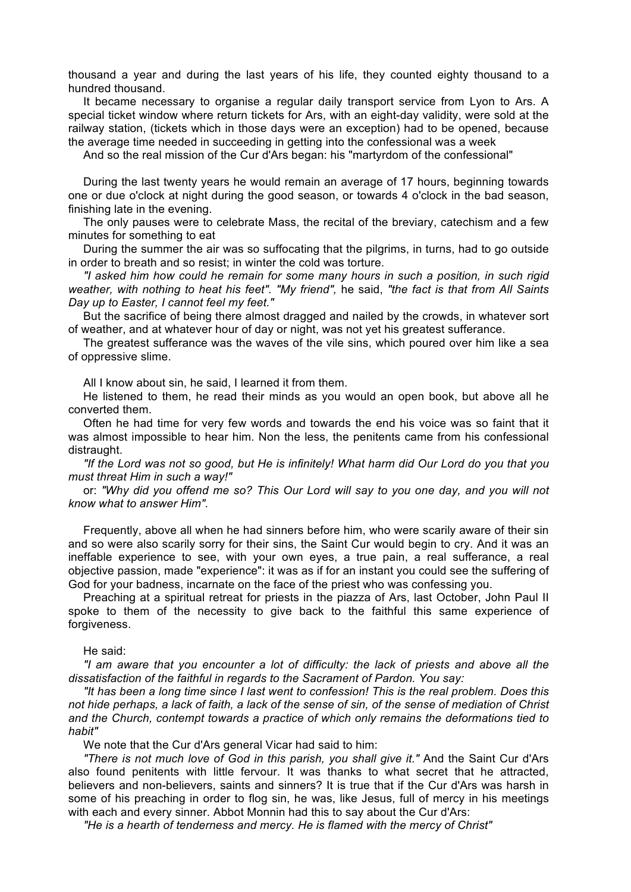thousand a year and during the last years of his life, they counted eighty thousand to a hundred thousand.

It became necessary to organise a regular daily transport service from Lyon to Ars. A special ticket window where return tickets for Ars, with an eight-day validity, were sold at the railway station, (tickets which in those days were an exception) had to be opened, because the average time needed in succeeding in getting into the confessional was a week

And so the real mission of the Cur d'Ars began: his "martyrdom of the confessional"

During the last twenty years he would remain an average of 17 hours, beginning towards one or due o'clock at night during the good season, or towards 4 o'clock in the bad season, finishing late in the evening.

The only pauses were to celebrate Mass, the recital of the breviary, catechism and a few minutes for something to eat

During the summer the air was so suffocating that the pilgrims, in turns, had to go outside in order to breath and so resist; in winter the cold was torture.

*"I asked him how could he remain for some many hours in such a position, in such rigid weather, with nothing to heat his feet". "My friend",* he said, *"the fact is that from All Saints Day up to Easter, I cannot feel my feet."*

But the sacrifice of being there almost dragged and nailed by the crowds, in whatever sort of weather, and at whatever hour of day or night, was not yet his greatest sufferance.

The greatest sufferance was the waves of the vile sins, which poured over him like a sea of oppressive slime.

All I know about sin, he said, I learned it from them.

He listened to them, he read their minds as you would an open book, but above all he converted them.

Often he had time for very few words and towards the end his voice was so faint that it was almost impossible to hear him. Non the less, the penitents came from his confessional distraught.

*"If the Lord was not so good, but He is infinitely! What harm did Our Lord do you that you must threat Him in such a way!"*

or: *"Why did you offend me so? This Our Lord will say to you one day, and you will not know what to answer Him".*

Frequently, above all when he had sinners before him, who were scarily aware of their sin and so were also scarily sorry for their sins, the Saint Cur would begin to cry. And it was an ineffable experience to see, with your own eyes, a true pain, a real sufferance, a real objective passion, made "experience": it was as if for an instant you could see the suffering of God for your badness, incarnate on the face of the priest who was confessing you.

Preaching at a spiritual retreat for priests in the piazza of Ars, last October, John Paul II spoke to them of the necessity to give back to the faithful this same experience of forgiveness.

He said:

*"I am aware that you encounter a lot of difficulty: the lack of priests and above all the dissatisfaction of the faithful in regards to the Sacrament of Pardon. You say:*

*"It has been a long time since I last went to confession! This is the real problem. Does this not hide perhaps, a lack of faith, a lack of the sense of sin, of the sense of mediation of Christ and the Church, contempt towards a practice of which only remains the deformations tied to habit"*

We note that the Cur d'Ars general Vicar had said to him:

*"There is not much love of God in this parish, you shall give it."* And the Saint Cur d'Ars also found penitents with little fervour. It was thanks to what secret that he attracted, believers and non-believers, saints and sinners? It is true that if the Cur d'Ars was harsh in some of his preaching in order to flog sin, he was, like Jesus, full of mercy in his meetings with each and every sinner. Abbot Monnin had this to say about the Cur d'Ars:

*"He is a hearth of tenderness and mercy. He is flamed with the mercy of Christ"*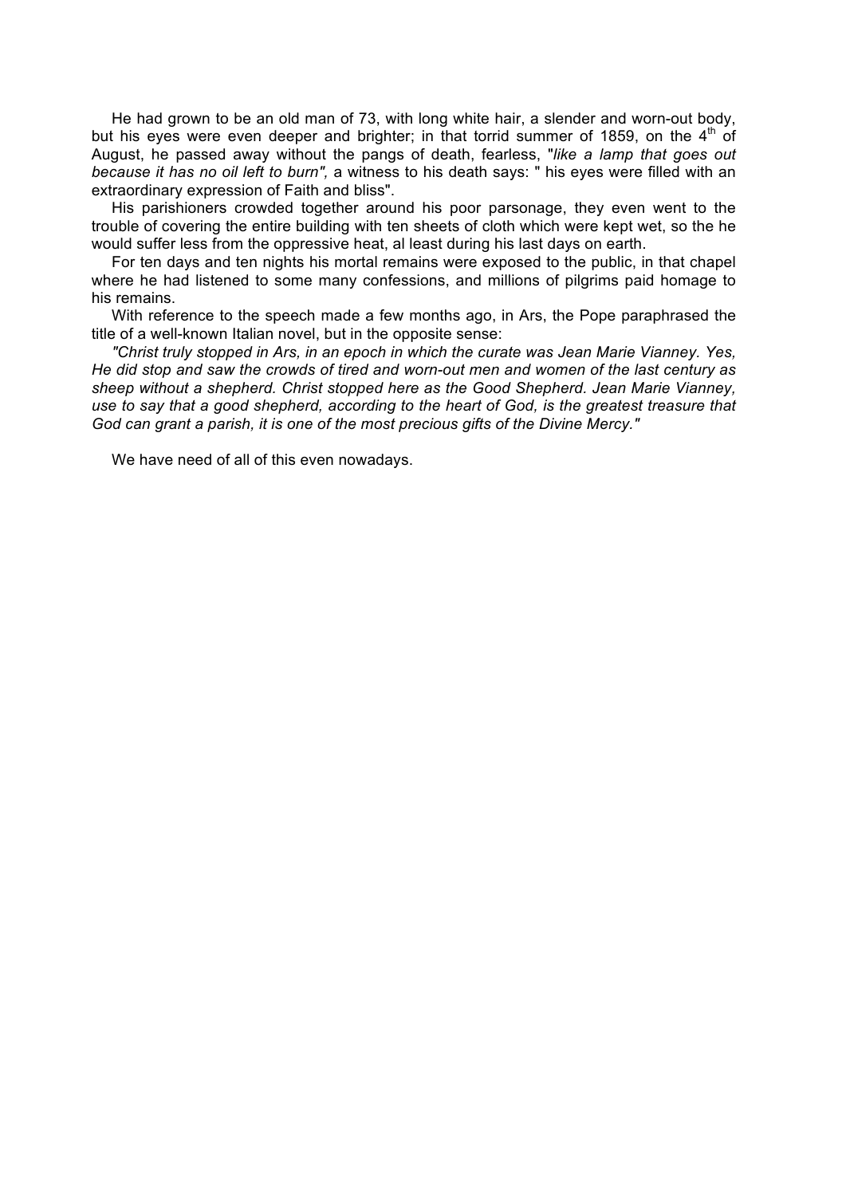He had grown to be an old man of 73, with long white hair, a slender and worn-out body, but his eyes were even deeper and brighter; in that torrid summer of 1859, on the 4th of August, he passed away without the pangs of death, fearless, "*like a lamp that goes out because it has no oil left to burn",* a witness to his death says: " his eyes were filled with an extraordinary expression of Faith and bliss".

His parishioners crowded together around his poor parsonage, they even went to the trouble of covering the entire building with ten sheets of cloth which were kept wet, so the he would suffer less from the oppressive heat, al least during his last days on earth.

For ten days and ten nights his mortal remains were exposed to the public, in that chapel where he had listened to some many confessions, and millions of pilgrims paid homage to his remains.

With reference to the speech made a few months ago, in Ars, the Pope paraphrased the title of a well-known Italian novel, but in the opposite sense:

*"Christ truly stopped in Ars, in an epoch in which the curate was Jean Marie Vianney. Yes, He did stop and saw the crowds of tired and worn-out men and women of the last century as sheep without a shepherd. Christ stopped here as the Good Shepherd. Jean Marie Vianney, use to say that a good shepherd, according to the heart of God, is the greatest treasure that God can grant a parish, it is one of the most precious gifts of the Divine Mercy."*

We have need of all of this even nowadays.